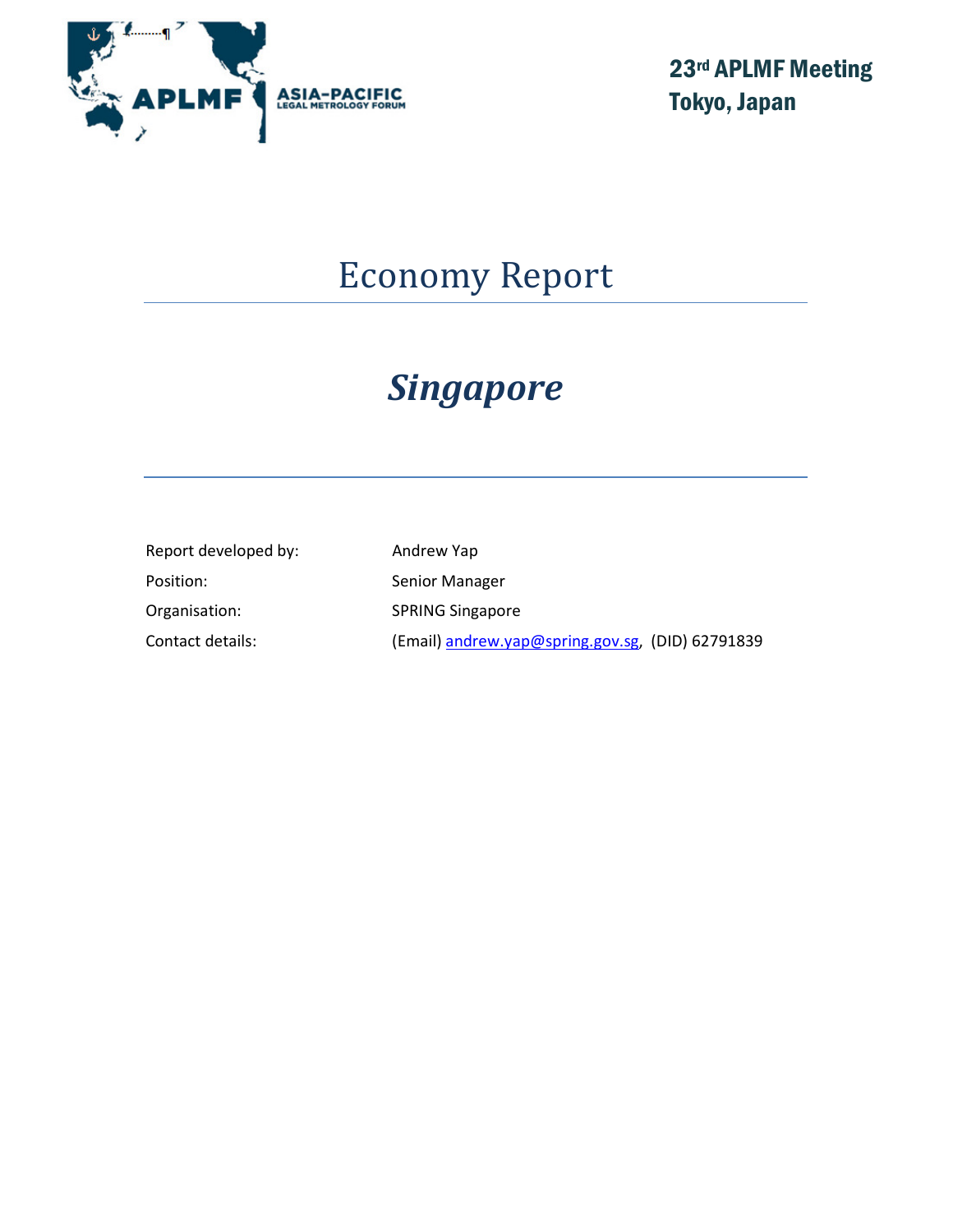**ASIA-PACIFIC LEGAL METROLOGY FORUM**

**23rd APLMF Meeting**
**Tokyo, Japan**

# Economy Report

## *Singapore*

| | |
|---|---|
| Report developed by: | Andrew Yap |
| Position: | Senior Manager |
| Organisation: | SPRING Singapore |
| Contact details: | (Email) andrew.yap@spring.gov.sg, (DID) 62791839 |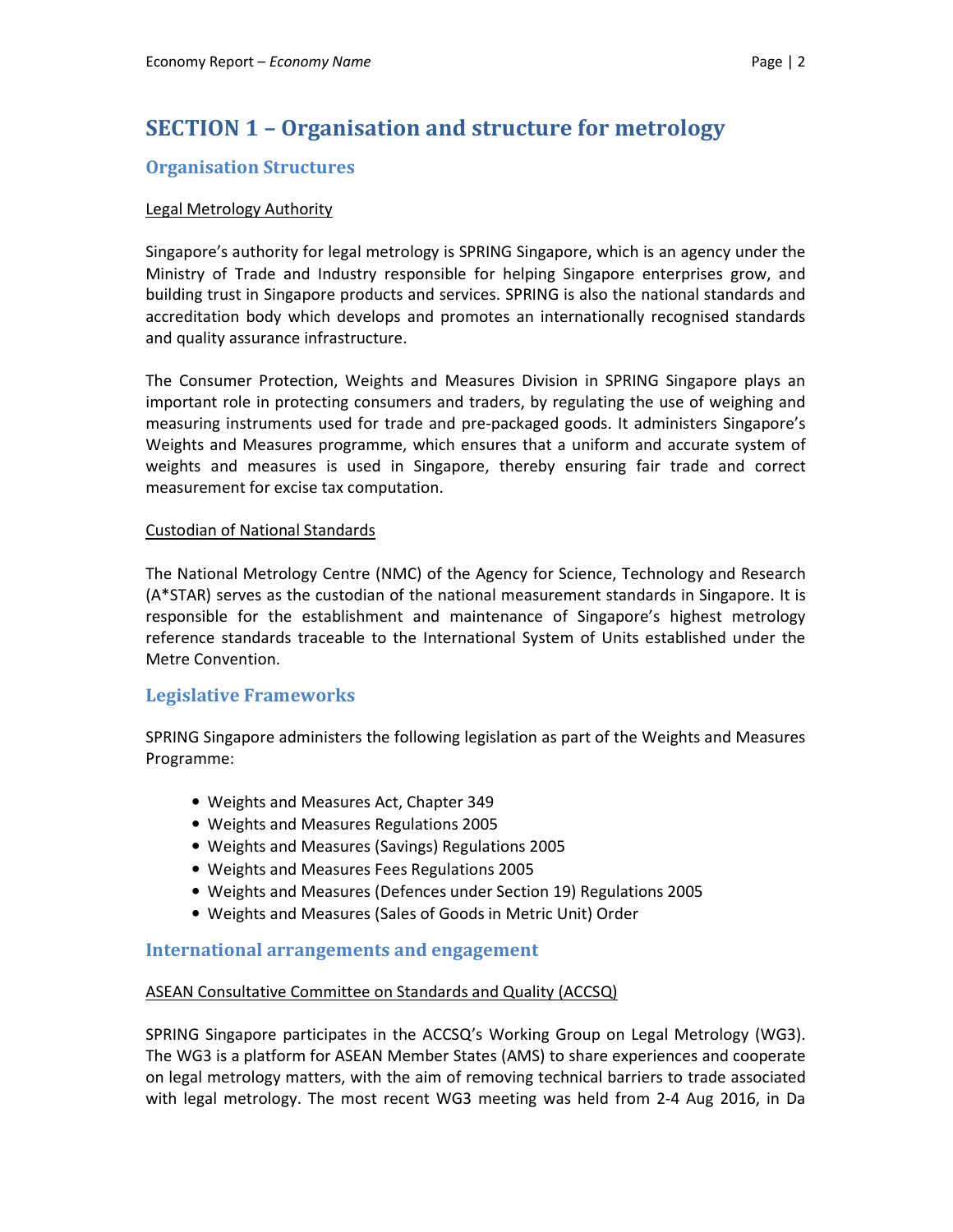# SECTION 1 – Organisation and structure for metrology

## Organisation Structures

Legal Metrology Authority

Singapore's authority for legal metrology is SPRING Singapore, which is an agency under the Ministry of Trade and Industry responsible for helping Singapore enterprises grow, and building trust in Singapore products and services. SPRING is also the national standards and accreditation body which develops and promotes an internationally recognised standards and quality assurance infrastructure.

The Consumer Protection, Weights and Measures Division in SPRING Singapore plays an important role in protecting consumers and traders, by regulating the use of weighing and measuring instruments used for trade and pre-packaged goods. It administers Singapore's Weights and Measures programme, which ensures that a uniform and accurate system of weights and measures is used in Singapore, thereby ensuring fair trade and correct measurement for excise tax computation.

Custodian of National Standards

The National Metrology Centre (NMC) of the Agency for Science, Technology and Research (A*STAR) serves as the custodian of the national measurement standards in Singapore. It is responsible for the establishment and maintenance of Singapore's highest metrology reference standards traceable to the International System of Units established under the Metre Convention.

## Legislative Frameworks

SPRING Singapore administers the following legislation as part of the Weights and Measures Programme:

- Weights and Measures Act, Chapter 349
- Weights and Measures Regulations 2005
- Weights and Measures (Savings) Regulations 2005
- Weights and Measures Fees Regulations 2005
- Weights and Measures (Defences under Section 19) Regulations 2005
- Weights and Measures (Sales of Goods in Metric Unit) Order

## International arrangements and engagement

ASEAN Consultative Committee on Standards and Quality (ACCSQ)

SPRING Singapore participates in the ACCSQ's Working Group on Legal Metrology (WG3). The WG3 is a platform for ASEAN Member States (AMS) to share experiences and cooperate on legal metrology matters, with the aim of removing technical barriers to trade associated with legal metrology. The most recent WG3 meeting was held from 2-4 Aug 2016, in Da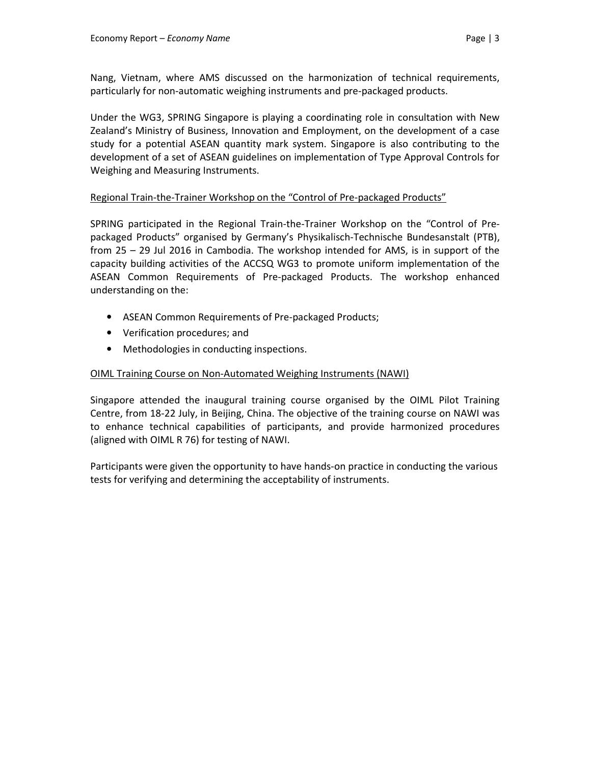Nang, Vietnam, where AMS discussed on the harmonization of technical requirements, particularly for non-automatic weighing instruments and pre-packaged products.

Under the WG3, SPRING Singapore is playing a coordinating role in consultation with New Zealand's Ministry of Business, Innovation and Employment, on the development of a case study for a potential ASEAN quantity mark system. Singapore is also contributing to the development of a set of ASEAN guidelines on implementation of Type Approval Controls for Weighing and Measuring Instruments.

<u>Regional Train-the-Trainer Workshop on the "Control of Pre-packaged Products"</u>

SPRING participated in the Regional Train-the-Trainer Workshop on the "Control of Pre-packaged Products" organised by Germany's Physikalisch-Technische Bundesanstalt (PTB), from 25 – 29 Jul 2016 in Cambodia. The workshop intended for AMS, is in support of the capacity building activities of the ACCSQ WG3 to promote uniform implementation of the ASEAN Common Requirements of Pre-packaged Products. The workshop enhanced understanding on the:

- ASEAN Common Requirements of Pre-packaged Products;
- Verification procedures; and
- Methodologies in conducting inspections.

<u>OIML Training Course on Non-Automated Weighing Instruments (NAWI)</u>

Singapore attended the inaugural training course organised by the OIML Pilot Training Centre, from 18-22 July, in Beijing, China. The objective of the training course on NAWI was to enhance technical capabilities of participants, and provide harmonized procedures (aligned with OIML R 76) for testing of NAWI.

Participants were given the opportunity to have hands-on practice in conducting the various tests for verifying and determining the acceptability of instruments.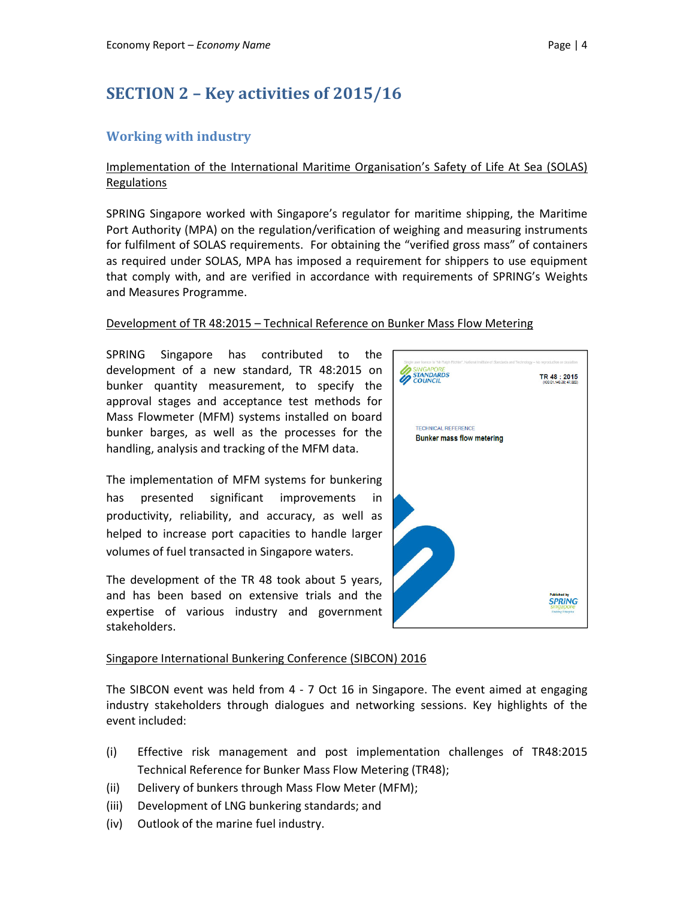# SECTION 2 – Key activities of 2015/16

## Working with industry

Implementation of the International Maritime Organisation's Safety of Life At Sea (SOLAS) Regulations

SPRING Singapore worked with Singapore's regulator for maritime shipping, the Maritime Port Authority (MPA) on the regulation/verification of weighing and measuring instruments for fulfilment of SOLAS requirements. For obtaining the "verified gross mass" of containers as required under SOLAS, MPA has imposed a requirement for shippers to use equipment that comply with, and are verified in accordance with requirements of SPRING's Weights and Measures Programme.

Development of TR 48:2015 – Technical Reference on Bunker Mass Flow Metering

SPRING Singapore has contributed to the development of a new standard, TR 48:2015 on bunker quantity measurement, to specify the approval stages and acceptance test methods for Mass Flowmeter (MFM) systems installed on board bunker barges, as well as the processes for the handling, analysis and tracking of the MFM data.

The implementation of MFM systems for bunkering has presented significant improvements in productivity, reliability, and accuracy, as well as helped to increase port capacities to handle larger volumes of fuel transacted in Singapore waters.

The development of the TR 48 took about 5 years, and has been based on extensive trials and the expertise of various industry and government stakeholders.

Singapore International Bunkering Conference (SIBCON) 2016

The SIBCON event was held from 4 - 7 Oct 16 in Singapore. The event aimed at engaging industry stakeholders through dialogues and networking sessions. Key highlights of the event included:

(i) Effective risk management and post implementation challenges of TR48:2015 Technical Reference for Bunker Mass Flow Metering (TR48);
(ii) Delivery of bunkers through Mass Flow Meter (MFM);
(iii) Development of LNG bunkering standards; and
(iv) Outlook of the marine fuel industry.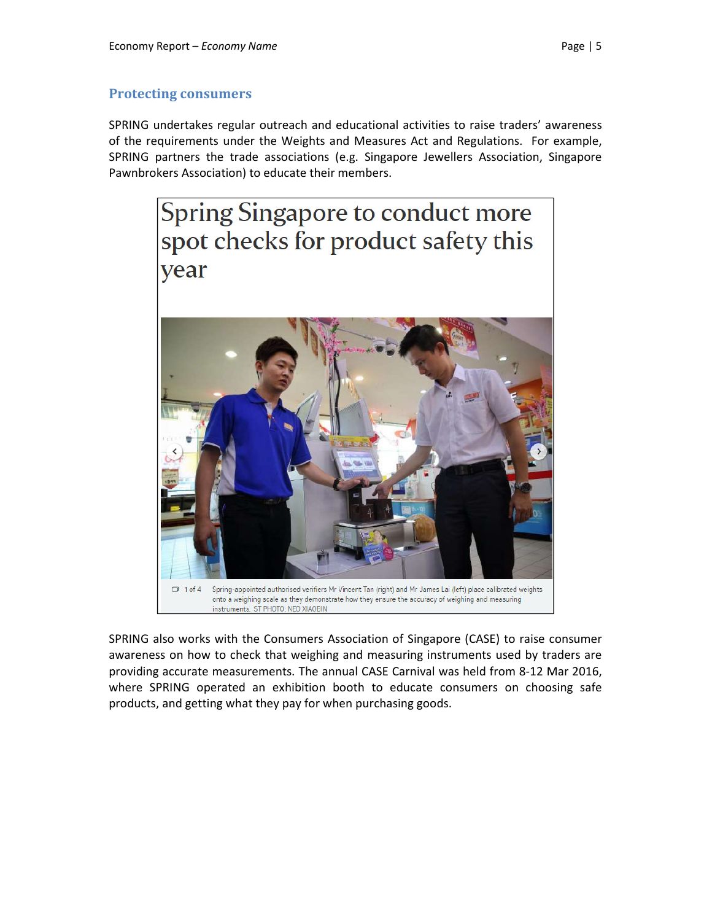## Protecting consumers

SPRING undertakes regular outreach and educational activities to raise traders' awareness of the requirements under the Weights and Measures Act and Regulations. For example, SPRING partners the trade associations (e.g. Singapore Jewellers Association, Singapore Pawnbrokers Association) to educate their members.

Spring Singapore to conduct more spot checks for product safety this year

1 of 4 Spring-appointed authorised verifiers Mr Vincent Tan (right) and Mr James Lai (left) place calibrated weights onto a weighing scale as they demonstrate how they ensure the accuracy of weighing and measuring instruments. ST PHOTO: NEO XIAOBIN

SPRING also works with the Consumers Association of Singapore (CASE) to raise consumer awareness on how to check that weighing and measuring instruments used by traders are providing accurate measurements. The annual CASE Carnival was held from 8-12 Mar 2016, where SPRING operated an exhibition booth to educate consumers on choosing safe products, and getting what they pay for when purchasing goods.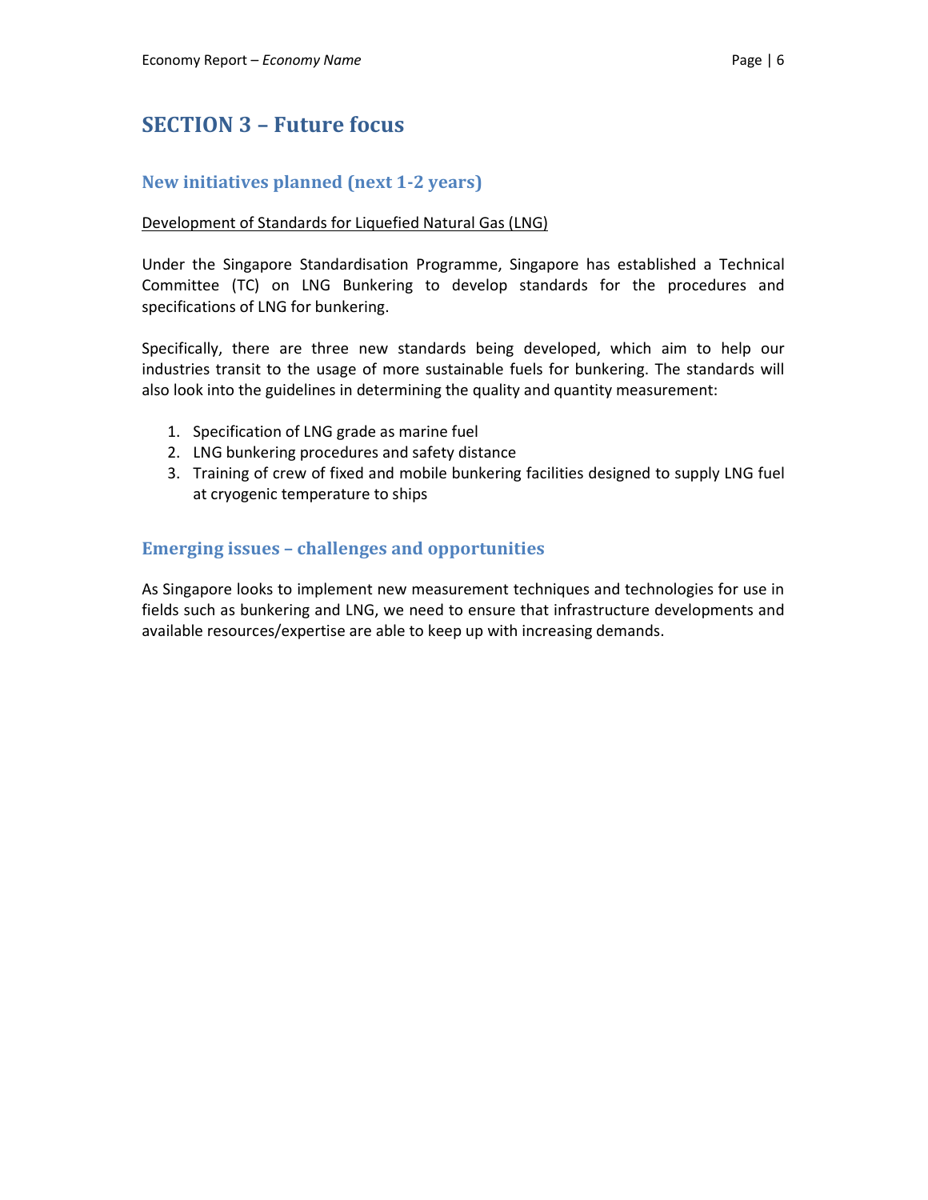# SECTION 3 – Future focus

## New initiatives planned (next 1-2 years)

<u>Development of Standards for Liquefied Natural Gas (LNG)</u>

Under the Singapore Standardisation Programme, Singapore has established a Technical Committee (TC) on LNG Bunkering to develop standards for the procedures and specifications of LNG for bunkering.

Specifically, there are three new standards being developed, which aim to help our industries transit to the usage of more sustainable fuels for bunkering. The standards will also look into the guidelines in determining the quality and quantity measurement:

1. Specification of LNG grade as marine fuel
2. LNG bunkering procedures and safety distance
3. Training of crew of fixed and mobile bunkering facilities designed to supply LNG fuel at cryogenic temperature to ships

## Emerging issues – challenges and opportunities

As Singapore looks to implement new measurement techniques and technologies for use in fields such as bunkering and LNG, we need to ensure that infrastructure developments and available resources/expertise are able to keep up with increasing demands.